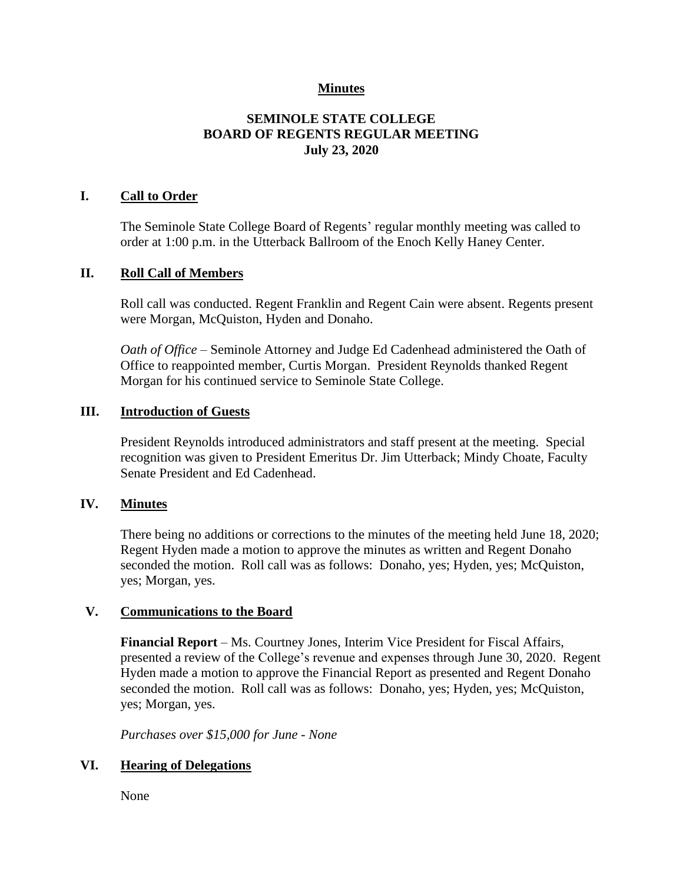**Minutes**

# SEMINOLE STATE COLLEGE
# BOARD OF REGENTS REGULAR MEETING
# July 23, 2020

## I. Call to Order

The Seminole State College Board of Regents' regular monthly meeting was called to order at 1:00 p.m. in the Utterback Ballroom of the Enoch Kelly Haney Center.

## II. Roll Call of Members

Roll call was conducted. Regent Franklin and Regent Cain were absent. Regents present were Morgan, McQuiston, Hyden and Donaho.

*Oath of Office* – Seminole Attorney and Judge Ed Cadenhead administered the Oath of Office to reappointed member, Curtis Morgan. President Reynolds thanked Regent Morgan for his continued service to Seminole State College.

## III. Introduction of Guests

President Reynolds introduced administrators and staff present at the meeting. Special recognition was given to President Emeritus Dr. Jim Utterback; Mindy Choate, Faculty Senate President and Ed Cadenhead.

## IV. Minutes

There being no additions or corrections to the minutes of the meeting held June 18, 2020; Regent Hyden made a motion to approve the minutes as written and Regent Donaho seconded the motion. Roll call was as follows: Donaho, yes; Hyden, yes; McQuiston, yes; Morgan, yes.

## V. Communications to the Board

**Financial Report** – Ms. Courtney Jones, Interim Vice President for Fiscal Affairs, presented a review of the College's revenue and expenses through June 30, 2020. Regent Hyden made a motion to approve the Financial Report as presented and Regent Donaho seconded the motion. Roll call was as follows: Donaho, yes; Hyden, yes; McQuiston, yes; Morgan, yes.

*Purchases over $15,000 for June - None*

## VI. Hearing of Delegations

None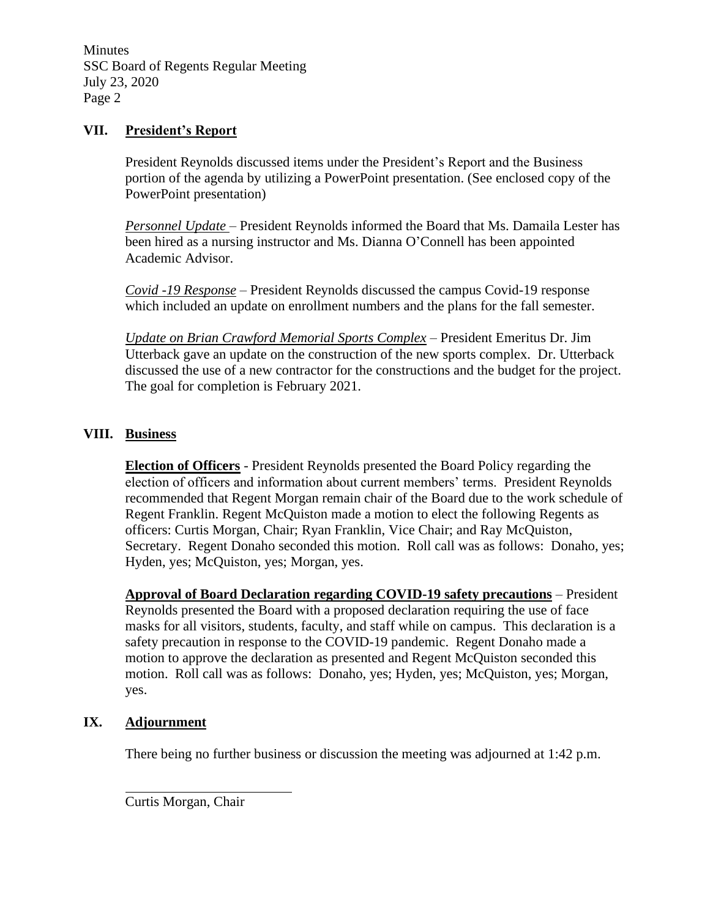## VII. President's Report

President Reynolds discussed items under the President's Report and the Business portion of the agenda by utilizing a PowerPoint presentation. (See enclosed copy of the PowerPoint presentation)

*Personnel Update* – President Reynolds informed the Board that Ms. Damaila Lester has been hired as a nursing instructor and Ms. Dianna O'Connell has been appointed Academic Advisor.

*Covid -19 Response* – President Reynolds discussed the campus Covid-19 response which included an update on enrollment numbers and the plans for the fall semester.

*Update on Brian Crawford Memorial Sports Complex* – President Emeritus Dr. Jim Utterback gave an update on the construction of the new sports complex. Dr. Utterback discussed the use of a new contractor for the constructions and the budget for the project. The goal for completion is February 2021.

## VIII. Business

**Election of Officers** - President Reynolds presented the Board Policy regarding the election of officers and information about current members' terms. President Reynolds recommended that Regent Morgan remain chair of the Board due to the work schedule of Regent Franklin. Regent McQuiston made a motion to elect the following Regents as officers: Curtis Morgan, Chair; Ryan Franklin, Vice Chair; and Ray McQuiston, Secretary. Regent Donaho seconded this motion. Roll call was as follows: Donaho, yes; Hyden, yes; McQuiston, yes; Morgan, yes.

**Approval of Board Declaration regarding COVID-19 safety precautions** – President Reynolds presented the Board with a proposed declaration requiring the use of face masks for all visitors, students, faculty, and staff while on campus. This declaration is a safety precaution in response to the COVID-19 pandemic. Regent Donaho made a motion to approve the declaration as presented and Regent McQuiston seconded this motion. Roll call was as follows: Donaho, yes; Hyden, yes; McQuiston, yes; Morgan, yes.

## IX. Adjournment

There being no further business or discussion the meeting was adjourned at 1:42 p.m.

\_\_\_\_\_\_\_\_\_\_\_\_\_\_\_\_\_\_\_\_\_\_\_\_\_\_

Curtis Morgan, Chair